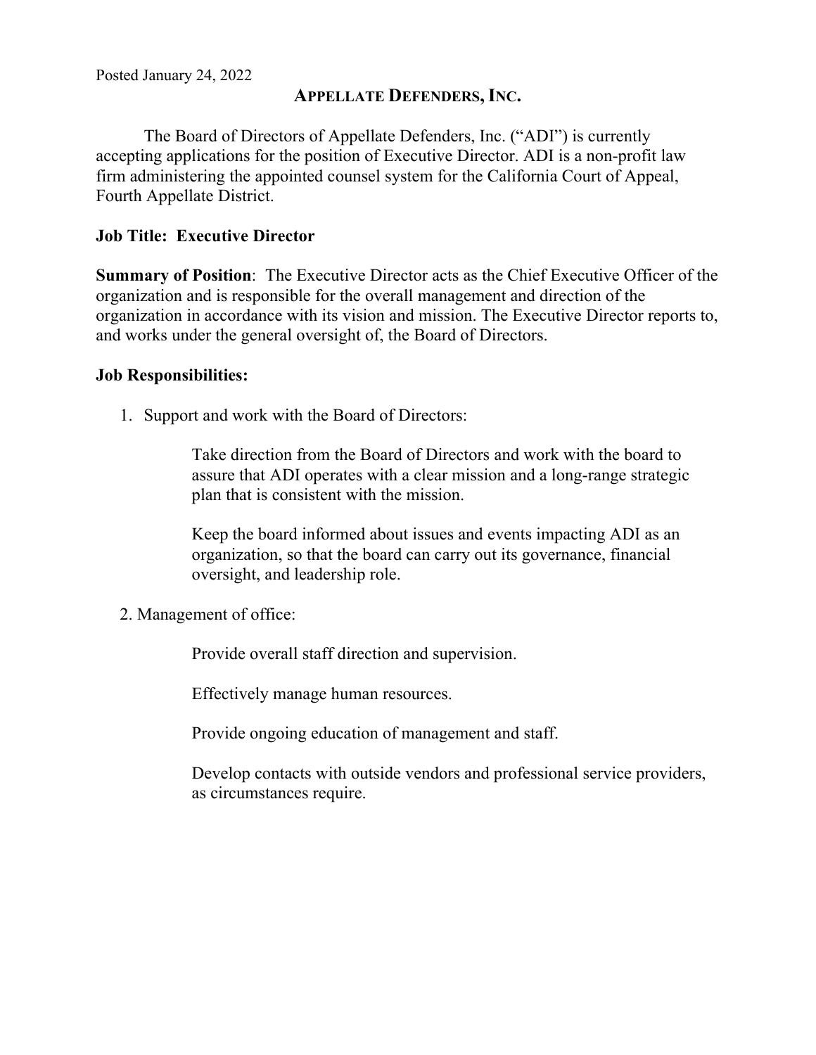Posted January 24, 2022

# APPELLATE DEFENDERS, INC.

The Board of Directors of Appellate Defenders, Inc. ("ADI") is currently accepting applications for the position of Executive Director. ADI is a non-profit law firm administering the appointed counsel system for the California Court of Appeal, Fourth Appellate District.

**Job Title: Executive Director**

**Summary of Position**: The Executive Director acts as the Chief Executive Officer of the organization and is responsible for the overall management and direction of the organization in accordance with its vision and mission. The Executive Director reports to, and works under the general oversight of, the Board of Directors.

**Job Responsibilities:**

1. Support and work with the Board of Directors:

   Take direction from the Board of Directors and work with the board to assure that ADI operates with a clear mission and a long-range strategic plan that is consistent with the mission.

   Keep the board informed about issues and events impacting ADI as an organization, so that the board can carry out its governance, financial oversight, and leadership role.

2. Management of office:

   Provide overall staff direction and supervision.

   Effectively manage human resources.

   Provide ongoing education of management and staff.

   Develop contacts with outside vendors and professional service providers, as circumstances require.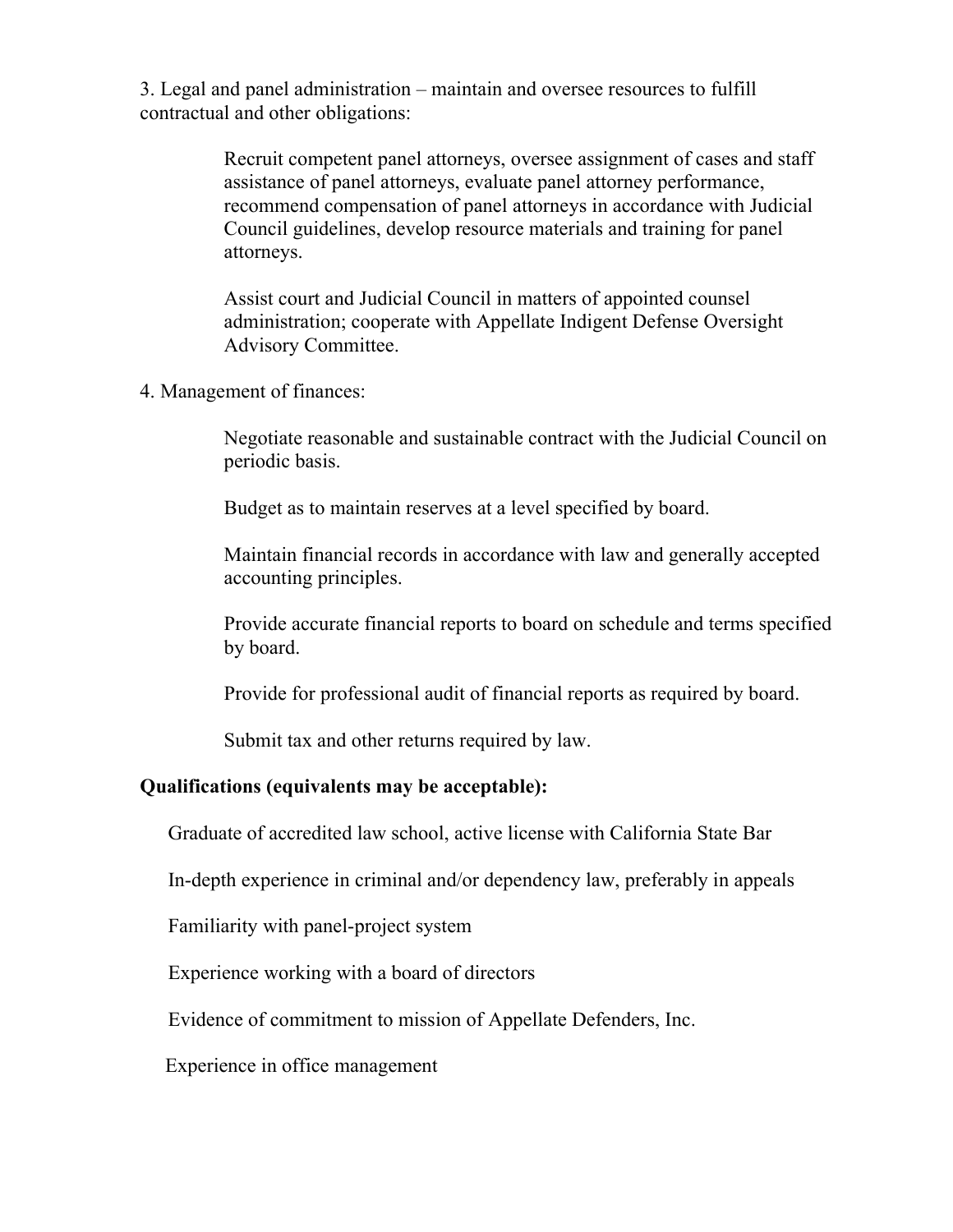3. Legal and panel administration – maintain and oversee resources to fulfill contractual and other obligations:

Recruit competent panel attorneys, oversee assignment of cases and staff assistance of panel attorneys, evaluate panel attorney performance, recommend compensation of panel attorneys in accordance with Judicial Council guidelines, develop resource materials and training for panel attorneys.

Assist court and Judicial Council in matters of appointed counsel administration; cooperate with Appellate Indigent Defense Oversight Advisory Committee.

4. Management of finances:

Negotiate reasonable and sustainable contract with the Judicial Council on periodic basis.

Budget as to maintain reserves at a level specified by board.

Maintain financial records in accordance with law and generally accepted accounting principles.

Provide accurate financial reports to board on schedule and terms specified by board.

Provide for professional audit of financial reports as required by board.

Submit tax and other returns required by law.

**Qualifications (equivalents may be acceptable):**

Graduate of accredited law school, active license with California State Bar

In-depth experience in criminal and/or dependency law, preferably in appeals

Familiarity with panel-project system

Experience working with a board of directors

Evidence of commitment to mission of Appellate Defenders, Inc.

Experience in office management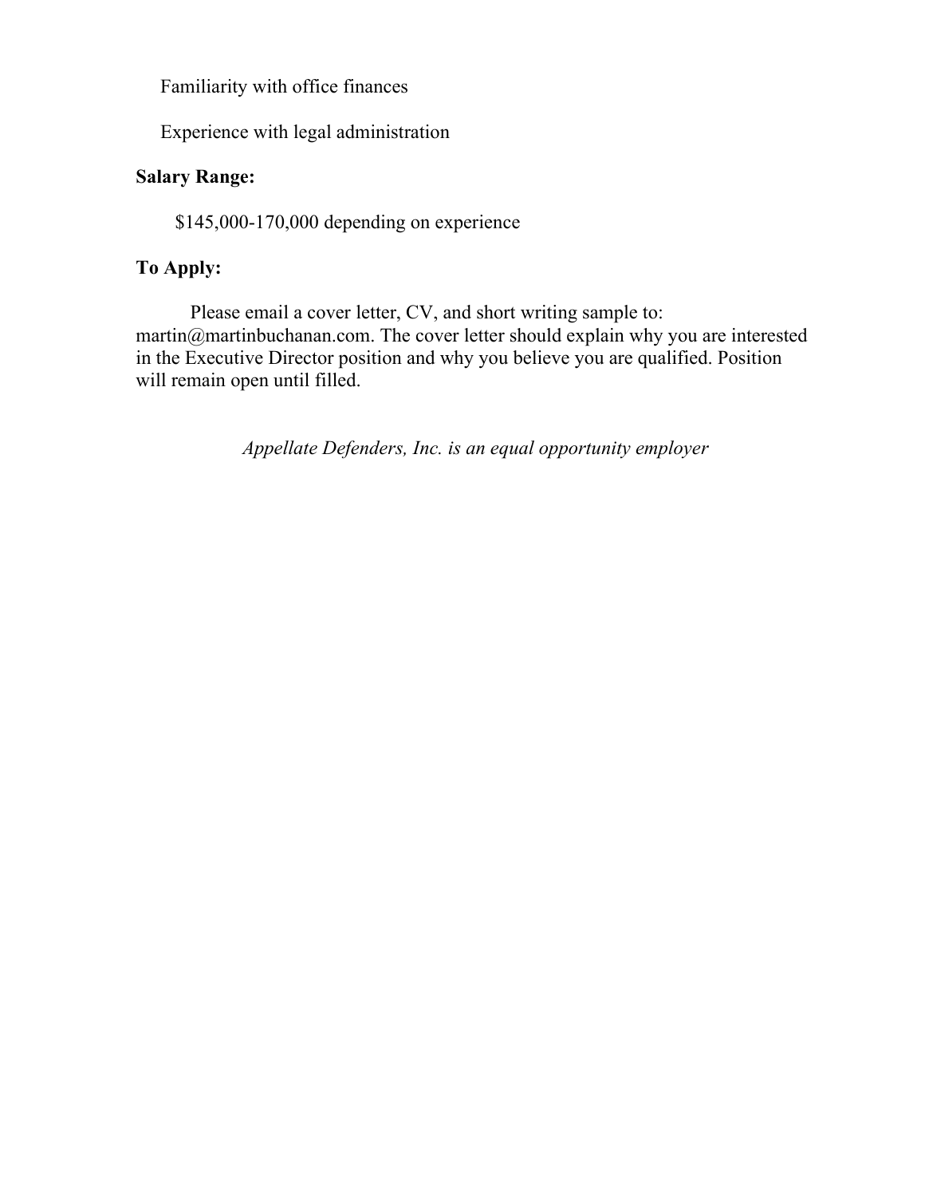Familiarity with office finances

Experience with legal administration

**Salary Range:**

$145,000-170,000 depending on experience

**To Apply:**

Please email a cover letter, CV, and short writing sample to: martin@martinbuchanan.com. The cover letter should explain why you are interested in the Executive Director position and why you believe you are qualified. Position will remain open until filled.

*Appellate Defenders, Inc. is an equal opportunity employer*